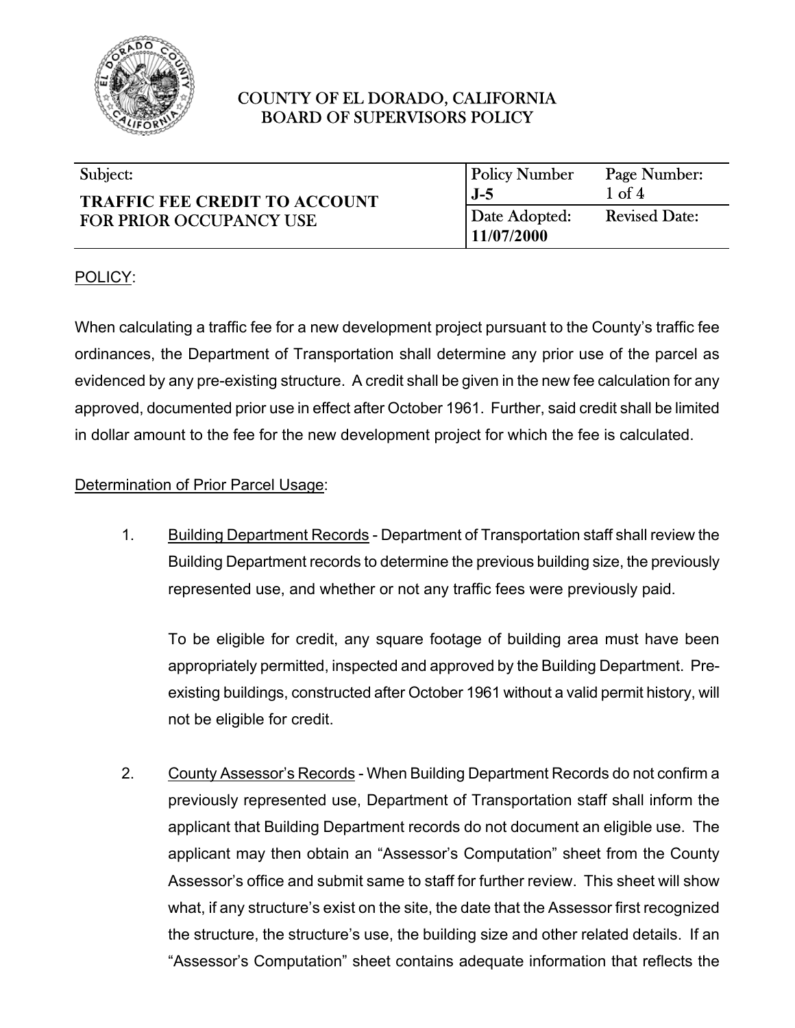COUNTY OF EL DORADO, CALIFORNIA
BOARD OF SUPERVISORS POLICY

| Subject: | Policy Number | Page Number: |
|---|---|---|
| **TRAFFIC FEE CREDIT TO ACCOUNT FOR PRIOR OCCUPANCY USE** | **J-5** | 1 of 4 |
| | Date Adopted: **11/07/2000** | Revised Date: |

POLICY:

When calculating a traffic fee for a new development project pursuant to the County's traffic fee ordinances, the Department of Transportation shall determine any prior use of the parcel as evidenced by any pre-existing structure. A credit shall be given in the new fee calculation for any approved, documented prior use in effect after October 1961. Further, said credit shall be limited in dollar amount to the fee for the new development project for which the fee is calculated.

Determination of Prior Parcel Usage:

1. Building Department Records - Department of Transportation staff shall review the Building Department records to determine the previous building size, the previously represented use, and whether or not any traffic fees were previously paid.

   To be eligible for credit, any square footage of building area must have been appropriately permitted, inspected and approved by the Building Department. Pre-existing buildings, constructed after October 1961 without a valid permit history, will not be eligible for credit.

2. County Assessor's Records - When Building Department Records do not confirm a previously represented use, Department of Transportation staff shall inform the applicant that Building Department records do not document an eligible use. The applicant may then obtain an "Assessor's Computation" sheet from the County Assessor's office and submit same to staff for further review. This sheet will show what, if any structure's exist on the site, the date that the Assessor first recognized the structure, the structure's use, the building size and other related details. If an "Assessor's Computation" sheet contains adequate information that reflects the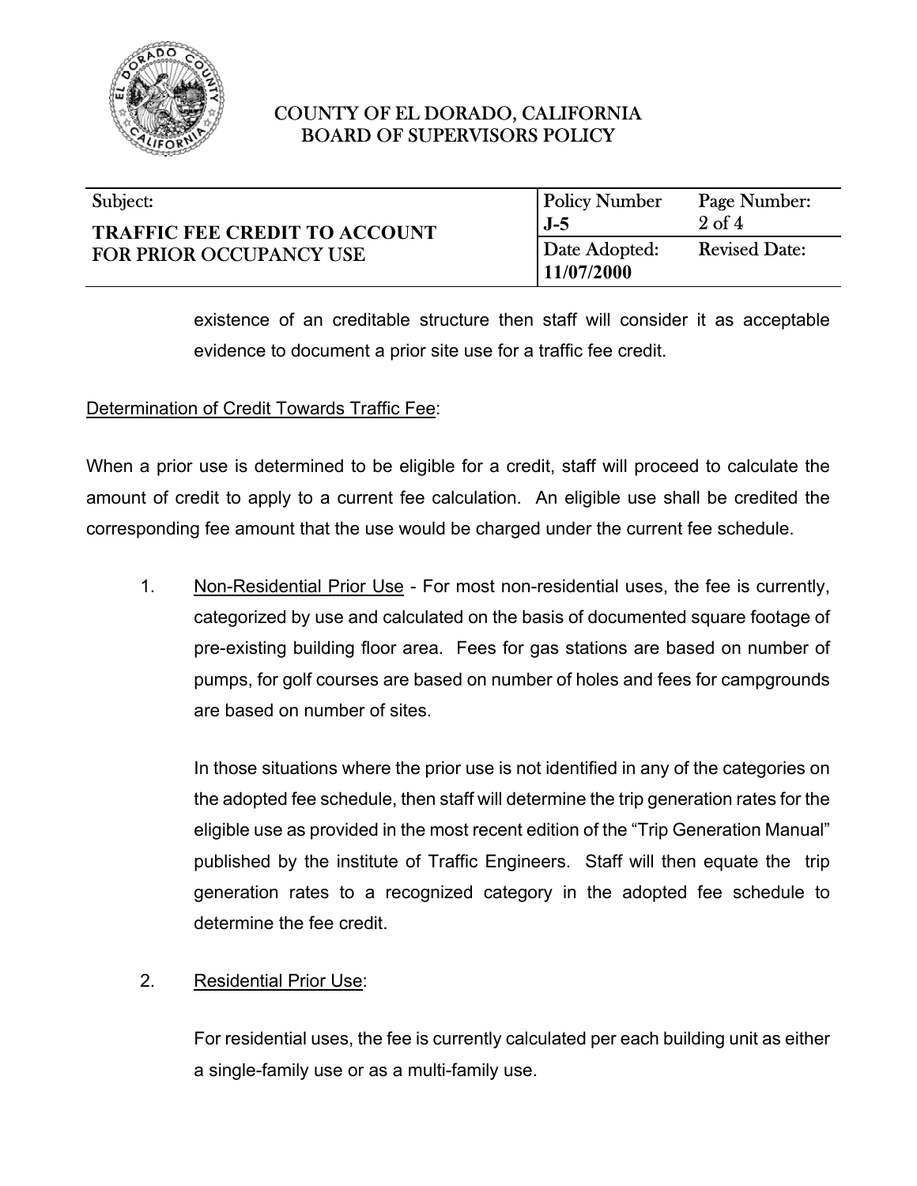existence of an creditable structure then staff will consider it as acceptable evidence to document a prior site use for a traffic fee credit.

Determination of Credit Towards Traffic Fee:

When a prior use is determined to be eligible for a credit, staff will proceed to calculate the amount of credit to apply to a current fee calculation. An eligible use shall be credited the corresponding fee amount that the use would be charged under the current fee schedule.

1. Non-Residential Prior Use - For most non-residential uses, the fee is currently, categorized by use and calculated on the basis of documented square footage of pre-existing building floor area. Fees for gas stations are based on number of pumps, for golf courses are based on number of holes and fees for campgrounds are based on number of sites.

   In those situations where the prior use is not identified in any of the categories on the adopted fee schedule, then staff will determine the trip generation rates for the eligible use as provided in the most recent edition of the "Trip Generation Manual" published by the institute of Traffic Engineers. Staff will then equate the trip generation rates to a recognized category in the adopted fee schedule to determine the fee credit.

2. Residential Prior Use:

   For residential uses, the fee is currently calculated per each building unit as either a single-family use or as a multi-family use.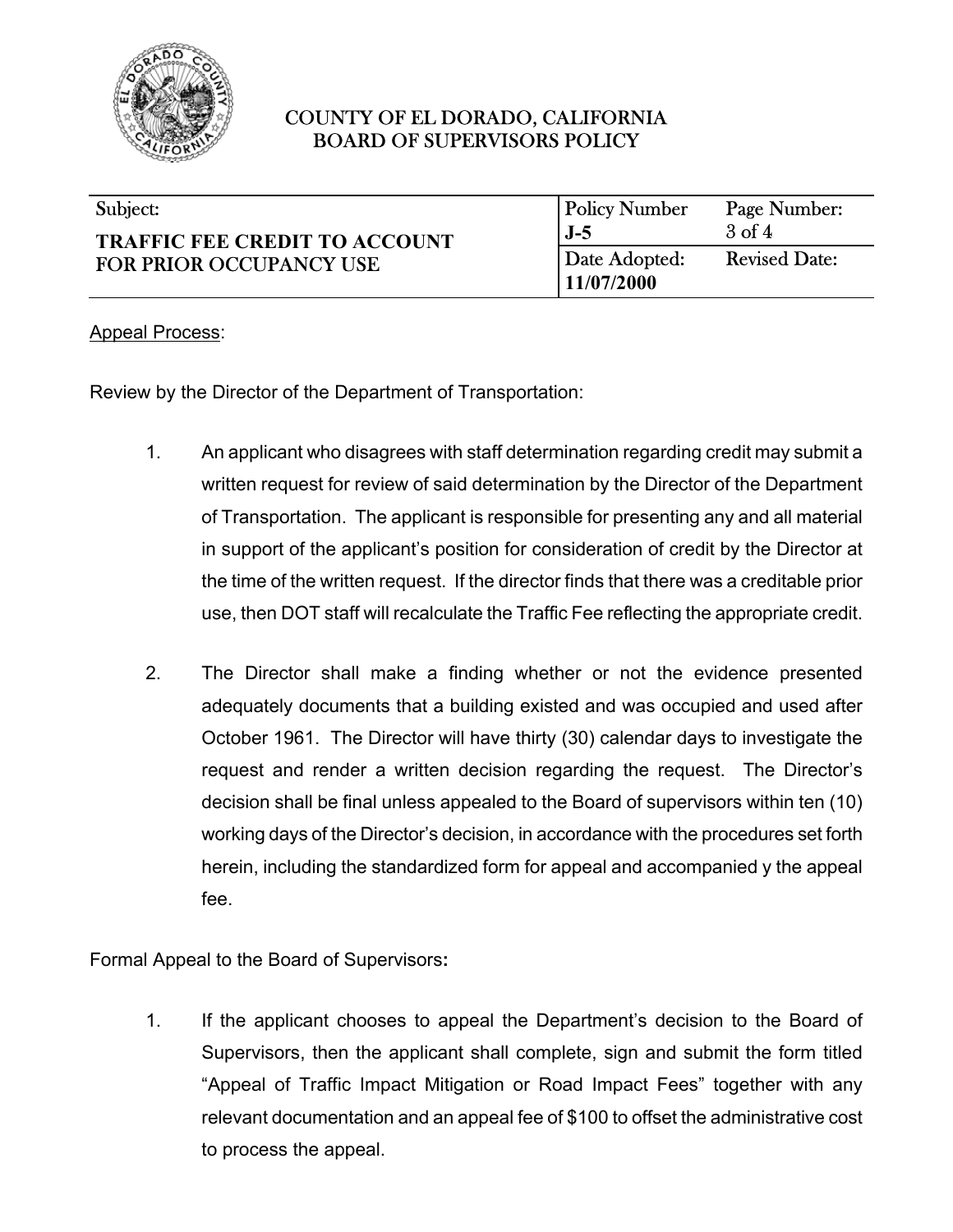Appeal Process:

Review by the Director of the Department of Transportation:

1. An applicant who disagrees with staff determination regarding credit may submit a written request for review of said determination by the Director of the Department of Transportation. The applicant is responsible for presenting any and all material in support of the applicant's position for consideration of credit by the Director at the time of the written request. If the director finds that there was a creditable prior use, then DOT staff will recalculate the Traffic Fee reflecting the appropriate credit.

2. The Director shall make a finding whether or not the evidence presented adequately documents that a building existed and was occupied and used after October 1961. The Director will have thirty (30) calendar days to investigate the request and render a written decision regarding the request. The Director's decision shall be final unless appealed to the Board of supervisors within ten (10) working days of the Director's decision, in accordance with the procedures set forth herein, including the standardized form for appeal and accompanied y the appeal fee.

Formal Appeal to the Board of Supervisors**:**

1. If the applicant chooses to appeal the Department's decision to the Board of Supervisors, then the applicant shall complete, sign and submit the form titled "Appeal of Traffic Impact Mitigation or Road Impact Fees" together with any relevant documentation and an appeal fee of $100 to offset the administrative cost to process the appeal.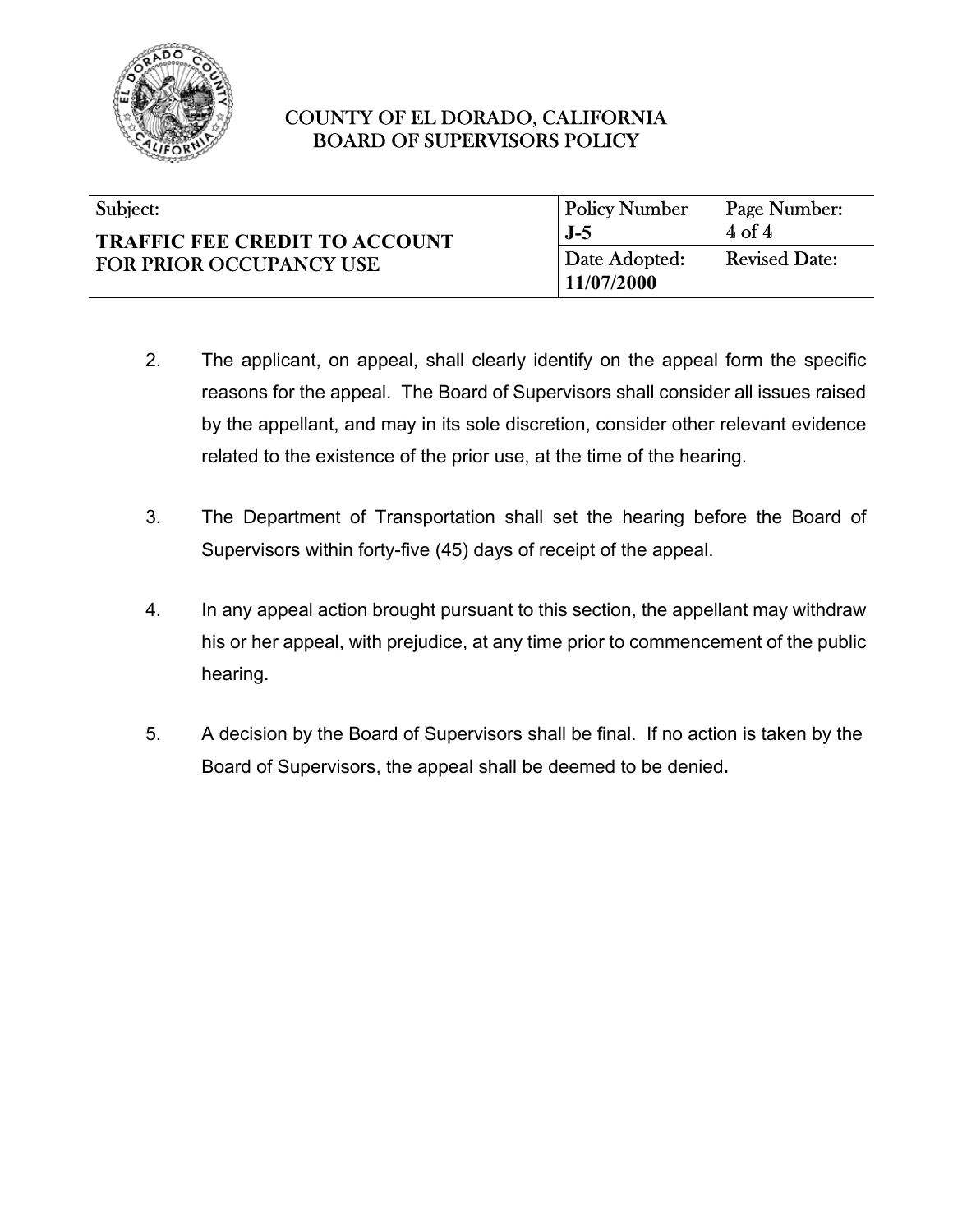2. The applicant, on appeal, shall clearly identify on the appeal form the specific reasons for the appeal. The Board of Supervisors shall consider all issues raised by the appellant, and may in its sole discretion, consider other relevant evidence related to the existence of the prior use, at the time of the hearing.

3. The Department of Transportation shall set the hearing before the Board of Supervisors within forty-five (45) days of receipt of the appeal.

4. In any appeal action brought pursuant to this section, the appellant may withdraw his or her appeal, with prejudice, at any time prior to commencement of the public hearing.

5. A decision by the Board of Supervisors shall be final. If no action is taken by the Board of Supervisors, the appeal shall be deemed to be denied.